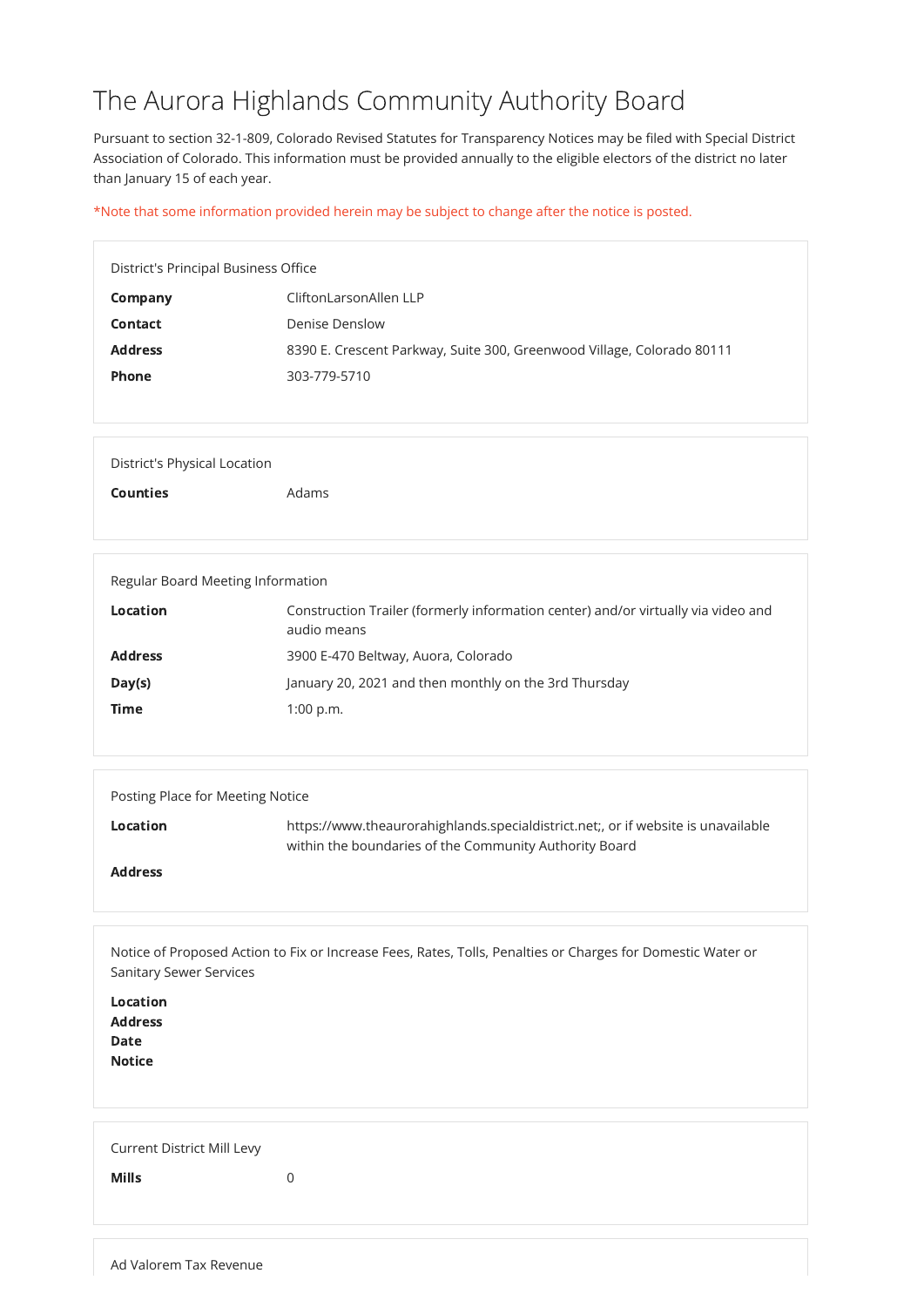# The Aurora Highlands Community Authority Board

Pursuant to section 32-1-809, Colorado Revised Statutes for Transparency Notices may be filed with Special District Association of Colorado. This information must be provided annually to the eligible electors of the district no later than January 15 of each year.

*Note that some information provided herein may be subject to change after the notice is posted.

## District's Principal Business Office

| | |
|---|---|
| **Company** | CliftonLarsonAllen LLP |
| **Contact** | Denise Denslow |
| **Address** | 8390 E. Crescent Parkway, Suite 300, Greenwood Village, Colorado 80111 |
| **Phone** | 303-779-5710 |

## District's Physical Location

| | |
|---|---|
| **Counties** | Adams |

## Regular Board Meeting Information

| | |
|---|---|
| **Location** | Construction Trailer (formerly information center) and/or virtually via video and audio means |
| **Address** | 3900 E-470 Beltway, Auora, Colorado |
| **Day(s)** | January 20, 2021 and then monthly on the 3rd Thursday |
| **Time** | 1:00 p.m. |

## Posting Place for Meeting Notice

| | |
|---|---|
| **Location** | https://www.theaurorahighlands.specialdistrict.net;, or if website is unavailable within the boundaries of the Community Authority Board |
| **Address** | |

## Notice of Proposed Action to Fix or Increase Fees, Rates, Tolls, Penalties or Charges for Domestic Water or Sanitary Sewer Services

**Location**
**Address**
**Date**
**Notice**

## Current District Mill Levy

| | |
|---|---|
| **Mills** | 0 |

## Ad Valorem Tax Revenue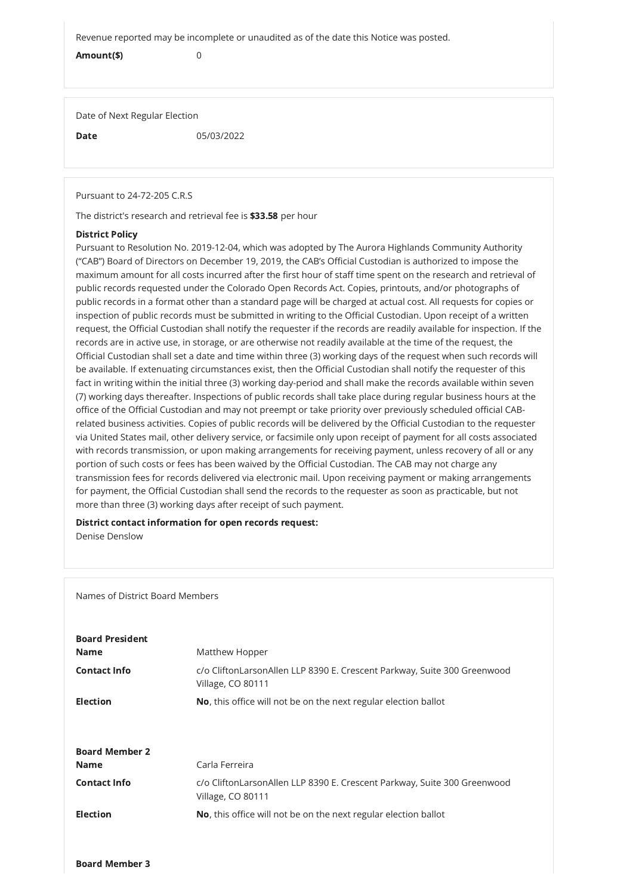Revenue reported may be incomplete or unaudited as of the date this Notice was posted.

**Amount($)** 0

Date of Next Regular Election

**Date** 05/03/2022

Pursuant to 24-72-205 C.R.S

The district's research and retrieval fee is **$33.58** per hour

**District Policy**

Pursuant to Resolution No. 2019-12-04, which was adopted by The Aurora Highlands Community Authority ("CAB") Board of Directors on December 19, 2019, the CAB's Official Custodian is authorized to impose the maximum amount for all costs incurred after the first hour of staff time spent on the research and retrieval of public records requested under the Colorado Open Records Act. Copies, printouts, and/or photographs of public records in a format other than a standard page will be charged at actual cost. All requests for copies or inspection of public records must be submitted in writing to the Official Custodian. Upon receipt of a written request, the Official Custodian shall notify the requester if the records are readily available for inspection. If the records are in active use, in storage, or are otherwise not readily available at the time of the request, the Official Custodian shall set a date and time within three (3) working days of the request when such records will be available. If extenuating circumstances exist, then the Official Custodian shall notify the requester of this fact in writing within the initial three (3) working day-period and shall make the records available within seven (7) working days thereafter. Inspections of public records shall take place during regular business hours at the office of the Official Custodian and may not preempt or take priority over previously scheduled official CAB-related business activities. Copies of public records will be delivered by the Official Custodian to the requester via United States mail, other delivery service, or facsimile only upon receipt of payment for all costs associated with records transmission, or upon making arrangements for receiving payment, unless recovery of all or any portion of such costs or fees has been waived by the Official Custodian. The CAB may not charge any transmission fees for records delivered via electronic mail. Upon receiving payment or making arrangements for payment, the Official Custodian shall send the records to the requester as soon as practicable, but not more than three (3) working days after receipt of such payment.

**District contact information for open records request:**

Denise Denslow

Names of District Board Members

**Board President**

**Name** Matthew Hopper

**Contact Info** c/o CliftonLarsonAllen LLP 8390 E. Crescent Parkway, Suite 300 Greenwood Village, CO 80111

**Election** **No**, this office will not be on the next regular election ballot

**Board Member 2**

**Name** Carla Ferreira

**Contact Info** c/o CliftonLarsonAllen LLP 8390 E. Crescent Parkway, Suite 300 Greenwood Village, CO 80111

**Election** **No**, this office will not be on the next regular election ballot

**Board Member 3**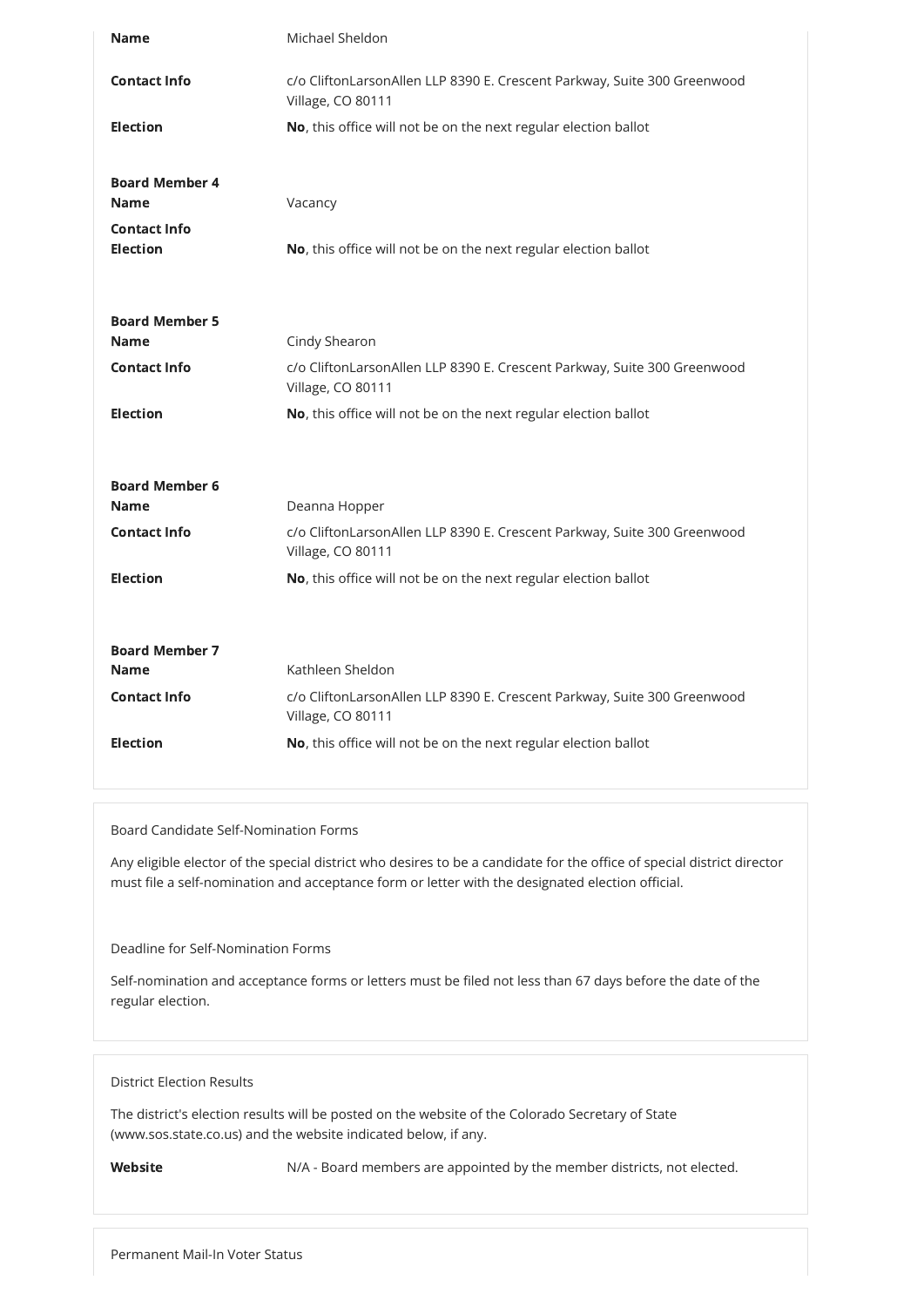| | |
|---|---|
| **Name** | Michael Sheldon |
| **Contact Info** | c/o CliftonLarsonAllen LLP 8390 E. Crescent Parkway, Suite 300 Greenwood Village, CO 80111 |
| **Election** | **No**, this office will not be on the next regular election ballot |

**Board Member 4**

| | |
|---|---|
| **Name** | Vacancy |
| **Contact Info** | |
| **Election** | **No**, this office will not be on the next regular election ballot |

**Board Member 5**

| | |
|---|---|
| **Name** | Cindy Shearon |
| **Contact Info** | c/o CliftonLarsonAllen LLP 8390 E. Crescent Parkway, Suite 300 Greenwood Village, CO 80111 |
| **Election** | **No**, this office will not be on the next regular election ballot |

**Board Member 6**

| | |
|---|---|
| **Name** | Deanna Hopper |
| **Contact Info** | c/o CliftonLarsonAllen LLP 8390 E. Crescent Parkway, Suite 300 Greenwood Village, CO 80111 |
| **Election** | **No**, this office will not be on the next regular election ballot |

**Board Member 7**

| | |
|---|---|
| **Name** | Kathleen Sheldon |
| **Contact Info** | c/o CliftonLarsonAllen LLP 8390 E. Crescent Parkway, Suite 300 Greenwood Village, CO 80111 |
| **Election** | **No**, this office will not be on the next regular election ballot |

Board Candidate Self-Nomination Forms

Any eligible elector of the special district who desires to be a candidate for the office of special district director must file a self-nomination and acceptance form or letter with the designated election official.

Deadline for Self-Nomination Forms

Self-nomination and acceptance forms or letters must be filed not less than 67 days before the date of the regular election.

District Election Results

The district's election results will be posted on the website of the Colorado Secretary of State (www.sos.state.co.us) and the website indicated below, if any.

| | |
|---|---|
| **Website** | N/A - Board members are appointed by the member districts, not elected. |

Permanent Mail-In Voter Status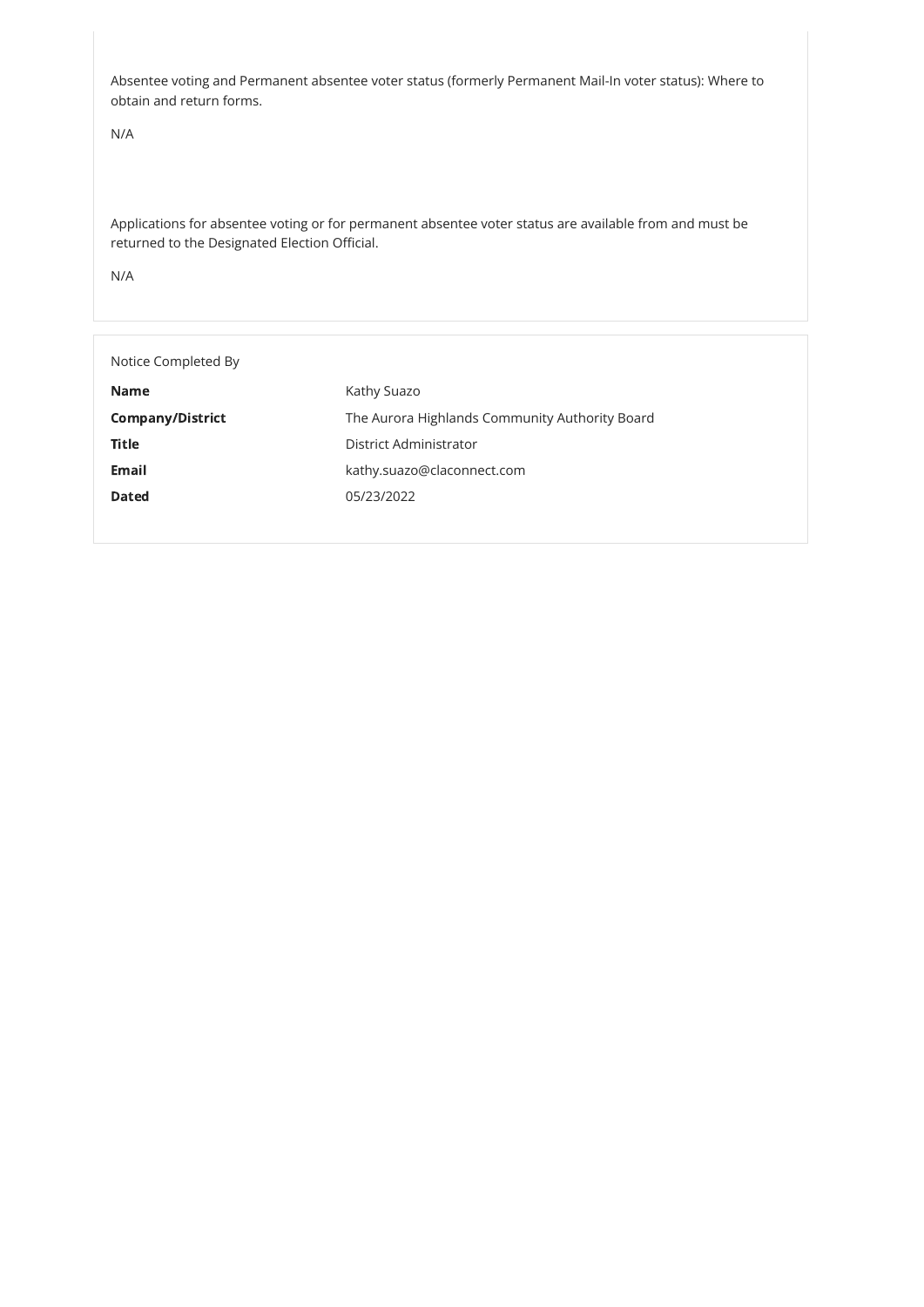Absentee voting and Permanent absentee voter status (formerly Permanent Mail-In voter status): Where to obtain and return forms.

N/A

Applications for absentee voting or for permanent absentee voter status are available from and must be returned to the Designated Election Official.

N/A

Notice Completed By

| | |
|---|---|
| **Name** | Kathy Suazo |
| **Company/District** | The Aurora Highlands Community Authority Board |
| **Title** | District Administrator |
| **Email** | kathy.suazo@claconnect.com |
| **Dated** | 05/23/2022 |